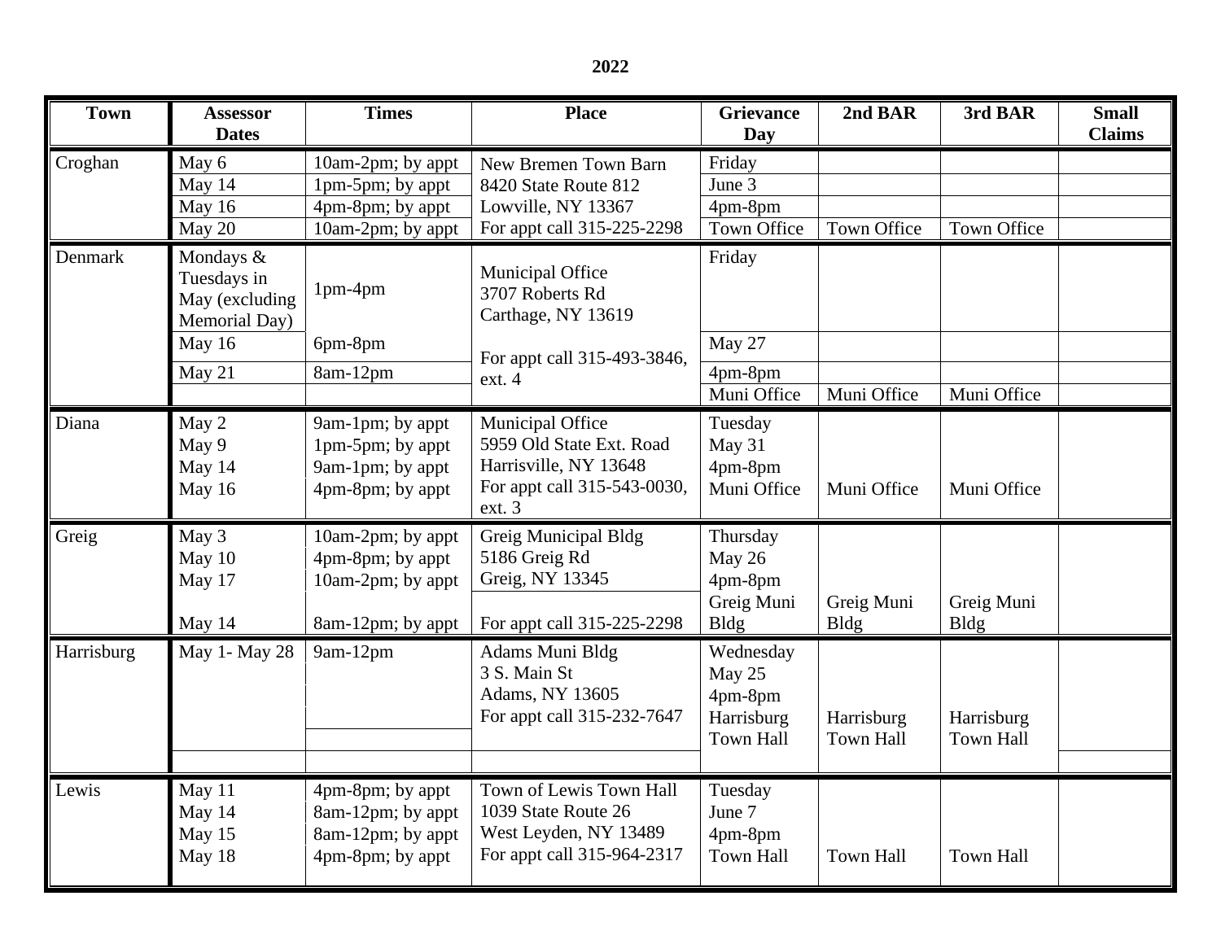**2022**

| Town | Assessor Dates | Times | Place | Grievance Day | 2nd BAR | 3rd BAR | Small Claims |
|---|---|---|---|---|---|---|---|
| Croghan | May 6 | 10am-2pm; by appt | New Bremen Town Barn | Friday | | | |
| | May 14 | 1pm-5pm; by appt | 8420 State Route 812 | June 3 | | | |
| | May 16 | 4pm-8pm; by appt | Lowville, NY 13367 | 4pm-8pm | | | |
| | May 20 | 10am-2pm; by appt | For appt call 315-225-2298 | Town Office | Town Office | Town Office | |
| Denmark | Mondays & Tuesdays in May (excluding Memorial Day) | 1pm-4pm | Municipal Office 3707 Roberts Rd Carthage, NY 13619 | Friday | | | |
| | May 16 | 6pm-8pm | For appt call 315-493-3846, ext. 4 | May 27 | | | |
| | May 21 | 8am-12pm | | 4pm-8pm | | | |
| | | | | Muni Office | Muni Office | Muni Office | |
| Diana | May 2<br>May 9<br>May 14<br>May 16 | 9am-1pm; by appt<br>1pm-5pm; by appt<br>9am-1pm; by appt<br>4pm-8pm; by appt | Municipal Office<br>5959 Old State Ext. Road<br>Harrisville, NY 13648<br>For appt call 315-543-0030, ext. 3 | Tuesday<br>May 31<br>4pm-8pm<br>Muni Office | Muni Office | Muni Office | |
| Greig | May 3<br>May 10<br>May 17 | 10am-2pm; by appt<br>4pm-8pm; by appt<br>10am-2pm; by appt | Greig Municipal Bldg<br>5186 Greig Rd<br>Greig, NY 13345 | Thursday<br>May 26<br>4pm-8pm<br>Greig Muni Bldg | Greig Muni Bldg | Greig Muni Bldg | |
| | May 14 | 8am-12pm; by appt | For appt call 315-225-2298 | | | | |
| Harrisburg | May 1- May 28 | 9am-12pm | Adams Muni Bldg<br>3 S. Main St<br>Adams, NY 13605<br>For appt call 315-232-7647 | Wednesday<br>May 25<br>4pm-8pm<br>Harrisburg Town Hall | Harrisburg Town Hall | Harrisburg Town Hall | |
| Lewis | May 11<br>May 14<br>May 15<br>May 18 | 4pm-8pm; by appt<br>8am-12pm; by appt<br>8am-12pm; by appt<br>4pm-8pm; by appt | Town of Lewis Town Hall<br>1039 State Route 26<br>West Leyden, NY 13489<br>For appt call 315-964-2317 | Tuesday<br>June 7<br>4pm-8pm<br>Town Hall | Town Hall | Town Hall | |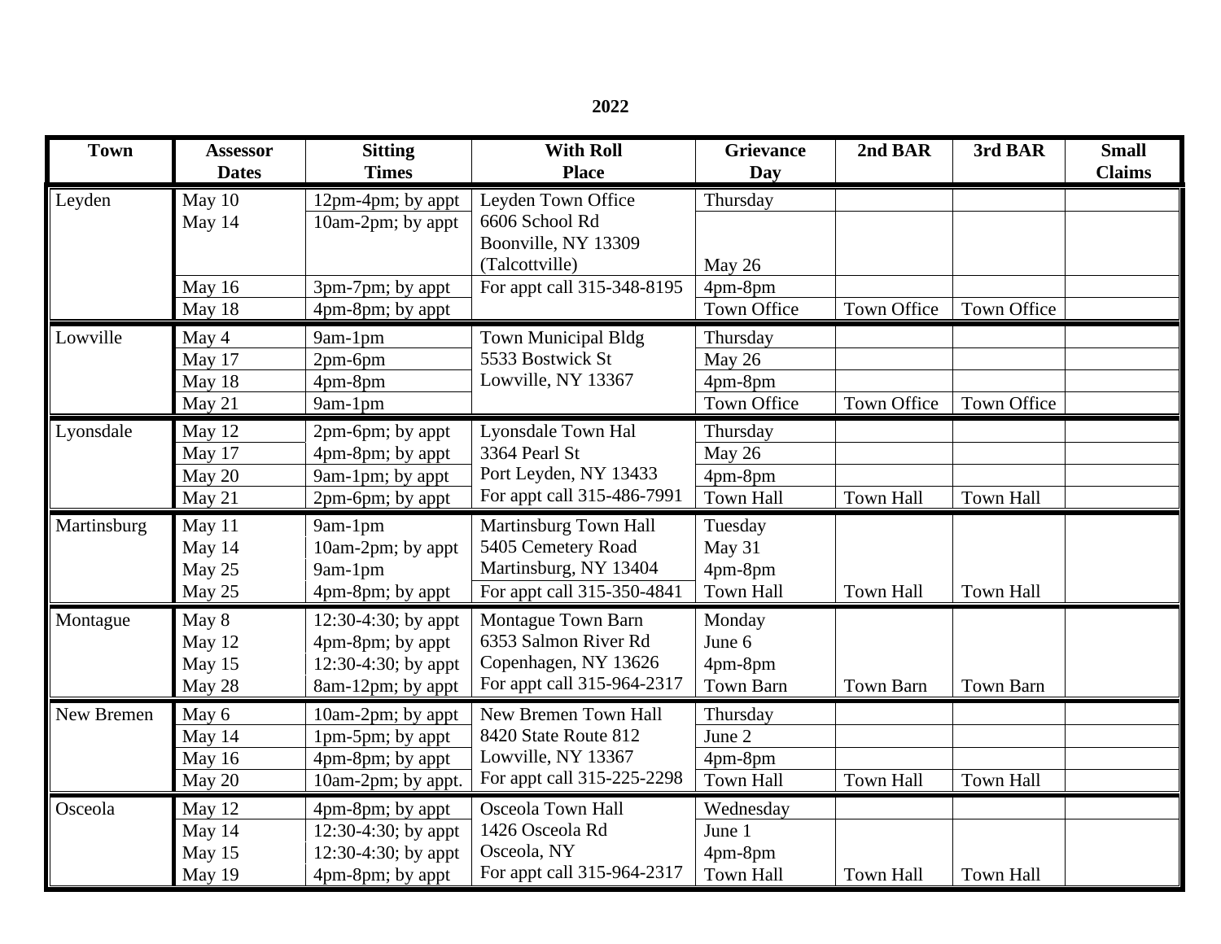**2022**

| Town | Assessor Dates | Sitting Times | With Roll Place | Grievance Day | 2nd BAR | 3rd BAR | Small Claims |
|---|---|---|---|---|---|---|---|
| Leyden | May 10 | 12pm-4pm; by appt | Leyden Town Office | Thursday | | | |
| | May 14 | 10am-2pm; by appt | 6606 School Rd Boonville, NY 13309 (Talcottville) | May 26 | | | |
| | May 16 | 3pm-7pm; by appt | For appt call 315-348-8195 | 4pm-8pm | | | |
| | May 18 | 4pm-8pm; by appt | | Town Office | Town Office | Town Office | |
| Lowville | May 4 | 9am-1pm | Town Municipal Bldg | Thursday | | | |
| | May 17 | 2pm-6pm | 5533 Bostwick St | May 26 | | | |
| | May 18 | 4pm-8pm | Lowville, NY 13367 | 4pm-8pm | | | |
| | May 21 | 9am-1pm | | Town Office | Town Office | Town Office | |
| Lyonsdale | May 12 | 2pm-6pm; by appt | Lyonsdale Town Hal | Thursday | | | |
| | May 17 | 4pm-8pm; by appt | 3364 Pearl St | May 26 | | | |
| | May 20 | 9am-1pm; by appt | Port Leyden, NY 13433 | 4pm-8pm | | | |
| | May 21 | 2pm-6pm; by appt | For appt call 315-486-7991 | Town Hall | Town Hall | Town Hall | |
| Martinsburg | May 11 | 9am-1pm | Martinsburg Town Hall | Tuesday | | | |
| | May 14 | 10am-2pm; by appt | 5405 Cemetery Road | May 31 | | | |
| | May 25 | 9am-1pm | Martinsburg, NY 13404 | 4pm-8pm | | | |
| | May 25 | 4pm-8pm; by appt | For appt call 315-350-4841 | Town Hall | Town Hall | Town Hall | |
| Montague | May 8 | 12:30-4:30; by appt | Montague Town Barn | Monday | | | |
| | May 12 | 4pm-8pm; by appt | 6353 Salmon River Rd | June 6 | | | |
| | May 15 | 12:30-4:30; by appt | Copenhagen, NY 13626 | 4pm-8pm | | | |
| | May 28 | 8am-12pm; by appt | For appt call 315-964-2317 | Town Barn | Town Barn | Town Barn | |
| New Bremen | May 6 | 10am-2pm; by appt | New Bremen Town Hall | Thursday | | | |
| | May 14 | 1pm-5pm; by appt | 8420 State Route 812 | June 2 | | | |
| | May 16 | 4pm-8pm; by appt | Lowville, NY 13367 | 4pm-8pm | | | |
| | May 20 | 10am-2pm; by appt. | For appt call 315-225-2298 | Town Hall | Town Hall | Town Hall | |
| Osceola | May 12 | 4pm-8pm; by appt | Osceola Town Hall | Wednesday | | | |
| | May 14 | 12:30-4:30; by appt | 1426 Osceola Rd | June 1 | | | |
| | May 15 | 12:30-4:30; by appt | Osceola, NY | 4pm-8pm | | | |
| | May 19 | 4pm-8pm; by appt | For appt call 315-964-2317 | Town Hall | Town Hall | Town Hall | |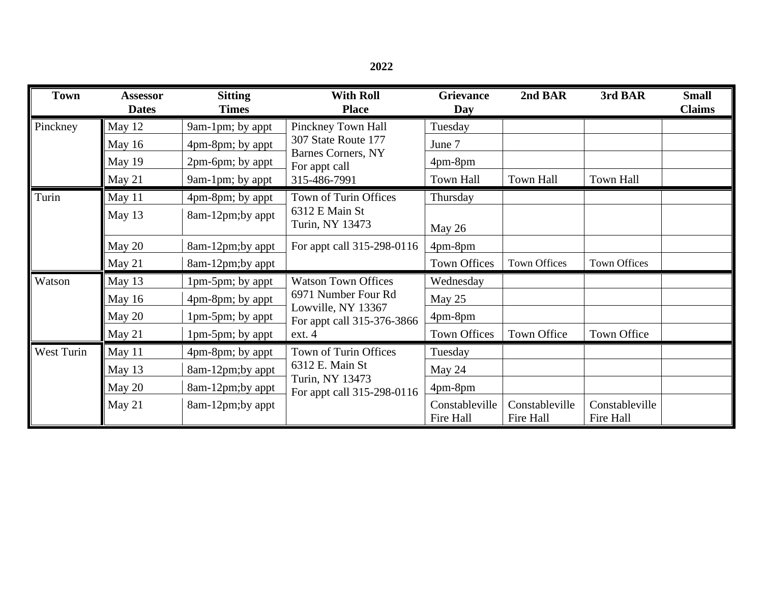**2022**

| Town | Assessor Dates | Sitting Times | With Roll Place | Grievance Day | 2nd BAR | 3rd BAR | Small Claims |
|---|---|---|---|---|---|---|---|
| Pinckney | May 12 | 9am-1pm; by appt | Pinckney Town Hall | Tuesday | | | |
| | May 16 | 4pm-8pm; by appt | 307 State Route 177 | June 7 | | | |
| | May 19 | 2pm-6pm; by appt | Barnes Corners, NY For appt call | 4pm-8pm | | | |
| | May 21 | 9am-1pm; by appt | 315-486-7991 | Town Hall | Town Hall | Town Hall | |
| Turin | May 11 | 4pm-8pm; by appt | Town of Turin Offices | Thursday | | | |
| | May 13 | 8am-12pm;by appt | 6312 E Main St Turin, NY 13473 | May 26 | | | |
| | May 20 | 8am-12pm;by appt | For appt call 315-298-0116 | 4pm-8pm | | | |
| | May 21 | 8am-12pm;by appt | | Town Offices | Town Offices | Town Offices | |
| Watson | May 13 | 1pm-5pm; by appt | Watson Town Offices | Wednesday | | | |
| | May 16 | 4pm-8pm; by appt | 6971 Number Four Rd | May 25 | | | |
| | May 20 | 1pm-5pm; by appt | Lowville, NY 13367 For appt call 315-376-3866 | 4pm-8pm | | | |
| | May 21 | 1pm-5pm; by appt | ext. 4 | Town Offices | Town Office | Town Office | |
| West Turin | May 11 | 4pm-8pm; by appt | Town of Turin Offices | Tuesday | | | |
| | May 13 | 8am-12pm;by appt | 6312 E. Main St | May 24 | | | |
| | May 20 | 8am-12pm;by appt | Turin, NY 13473 For appt call 315-298-0116 | 4pm-8pm | | | |
| | May 21 | 8am-12pm;by appt | | Constableville Fire Hall | Constableville Fire Hall | Constableville Fire Hall | |